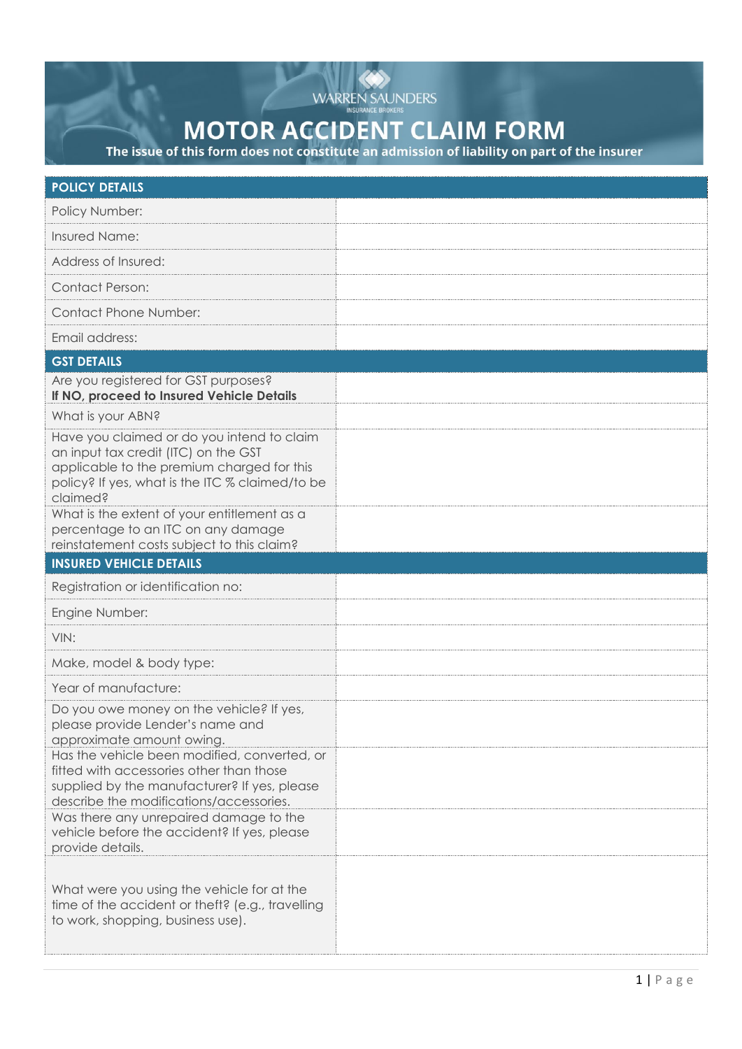WARREN SAUNDERS
INSURANCE BROKERS

# MOTOR ACCIDENT CLAIM FORM

**The issue of this form does not constitute an admission of liability on part of the insurer**

| POLICY DETAILS | |
|---|---|
| Policy Number: | |
| Insured Name: | |
| Address of Insured: | |
| Contact Person: | |
| Contact Phone Number: | |
| Email address: | |

| GST DETAILS | |
|---|---|
| Are you registered for GST purposes? **If NO, proceed to Insured Vehicle Details** | |
| What is your ABN? | |
| Have you claimed or do you intend to claim an input tax credit (ITC) on the GST applicable to the premium charged for this policy? If yes, what is the ITC % claimed/to be claimed? | |
| What is the extent of your entitlement as a percentage to an ITC on any damage reinstatement costs subject to this claim? | |

| INSURED VEHICLE DETAILS | |
|---|---|
| Registration or identification no: | |
| Engine Number: | |
| VIN: | |
| Make, model & body type: | |
| Year of manufacture: | |
| Do you owe money on the vehicle? If yes, please provide Lender's name and approximate amount owing. | |
| Has the vehicle been modified, converted, or fitted with accessories other than those supplied by the manufacturer? If yes, please describe the modifications/accessories. | |
| Was there any unrepaired damage to the vehicle before the accident? If yes, please provide details. | |
| What were you using the vehicle for at the time of the accident or theft? (e.g., travelling to work, shopping, business use). | |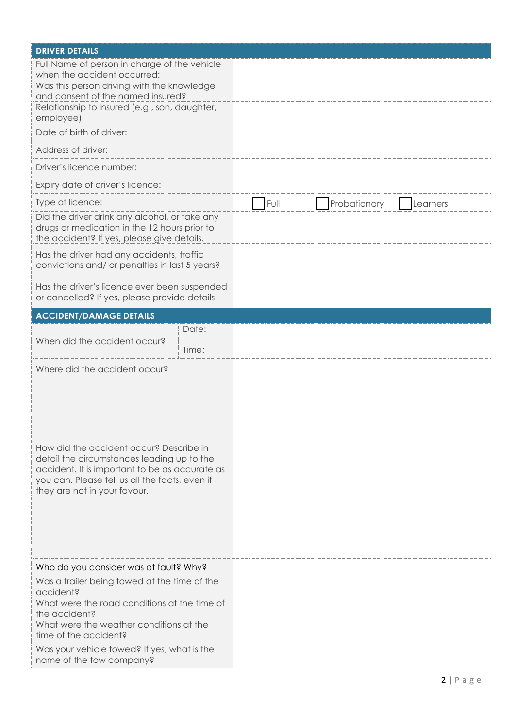| DRIVER DETAILS | |
|---|---|
| Full Name of person in charge of the vehicle when the accident occurred: | |
| Was this person driving with the knowledge and consent of the named insured? | |
| Relationship to insured (e.g., son, daughter, employee) | |
| Date of birth of driver: | |
| Address of driver: | |
| Driver's licence number: | |
| Expiry date of driver's licence: | |
| Type of licence: | ☐ Full ☐ Probationary ☐ Learners |
| Did the driver drink any alcohol, or take any drugs or medication in the 12 hours prior to the accident? If yes, please give details. | |
| Has the driver had any accidents, traffic convictions and/ or penalties in last 5 years? | |
| Has the driver's licence ever been suspended or cancelled? If yes, please provide details. | |

| ACCIDENT/DAMAGE DETAILS | | |
|---|---|---|
| When did the accident occur? | Date: | |
| | Time: | |
| Where did the accident occur? | | |
| How did the accident occur? Describe in detail the circumstances leading up to the accident. It is important to be as accurate as you can. Please tell us all the facts, even if they are not in your favour. | | |
| Who do you consider was at fault? Why? | | |
| Was a trailer being towed at the time of the accident? | | |
| What were the road conditions at the time of the accident? | | |
| What were the weather conditions at the time of the accident? | | |
| Was your vehicle towed? If yes, what is the name of the tow company? | | |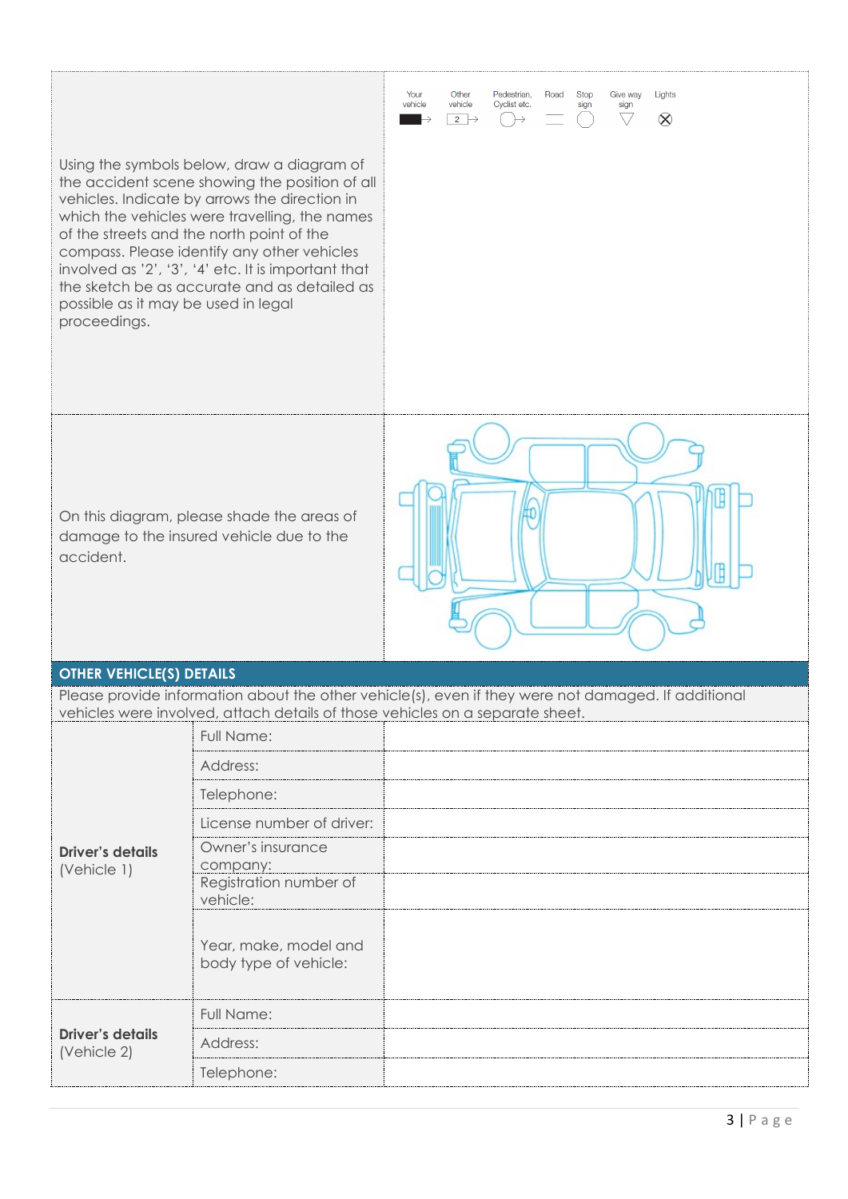| | |
|---|---|
| Using the symbols below, draw a diagram of the accident scene showing the position of all vehicles. Indicate by arrows the direction in which the vehicles were travelling, the names of the streets and the north point of the compass. Please identify any other vehicles involved as '2', '3', '4' etc. It is important that the sketch be as accurate and as detailed as possible as it may be used in legal proceedings. | Your vehicle Other vehicle 2 Pedestrian, Cyclist etc. Road Stop sign Give way sign Lights |
| On this diagram, please shade the areas of damage to the insured vehicle due to the accident. | |

## OTHER VEHICLE(S) DETAILS

Please provide information about the other vehicle(s), even if they were not damaged. If additional vehicles were involved, attach details of those vehicles on a separate sheet.

| | | |
|---|---|---|
| **Driver's details** (Vehicle 1) | Full Name: | |
| | Address: | |
| | Telephone: | |
| | License number of driver: | |
| | Owner's insurance company: | |
| | Registration number of vehicle: | |
| | Year, make, model and body type of vehicle: | |
| **Driver's details** (Vehicle 2) | Full Name: | |
| | Address: | |
| | Telephone: | |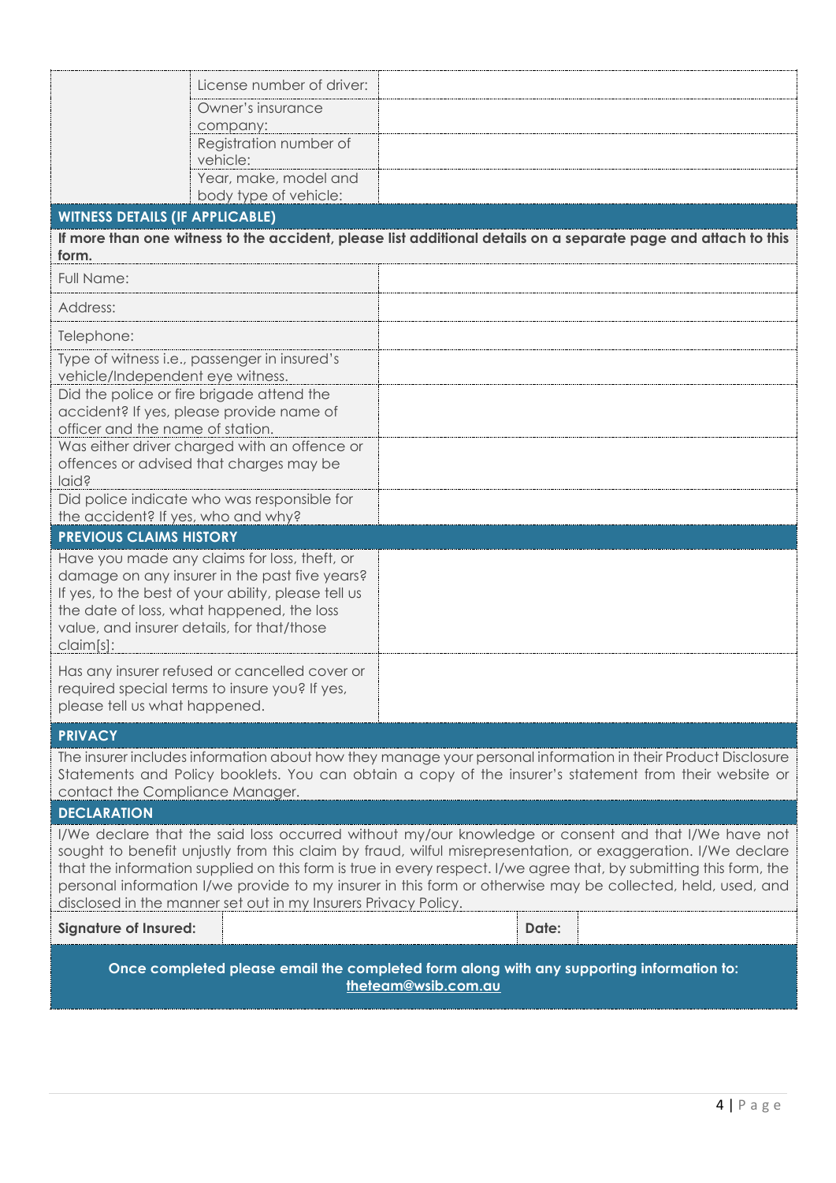| | | |
|---|---|---|
| | License number of driver: | |
| | Owner's insurance company: | |
| | Registration number of vehicle: | |
| | Year, make, model and body type of vehicle: | |

## WITNESS DETAILS (IF APPLICABLE)

**If more than one witness to the accident, please list additional details on a separate page and attach to this form.**

| | |
|---|---|
| Full Name: | |
| Address: | |
| Telephone: | |
| Type of witness i.e., passenger in insured's vehicle/Independent eye witness. | |
| Did the police or fire brigade attend the accident? If yes, please provide name of officer and the name of station. | |
| Was either driver charged with an offence or offences or advised that charges may be laid? | |
| Did police indicate who was responsible for the accident? If yes, who and why? | |

## PREVIOUS CLAIMS HISTORY

| | |
|---|---|
| Have you made any claims for loss, theft, or damage on any insurer in the past five years? If yes, to the best of your ability, please tell us the date of loss, what happened, the loss value, and insurer details, for that/those claim[s]: | |
| Has any insurer refused or cancelled cover or required special terms to insure you? If yes, please tell us what happened. | |

## PRIVACY

The insurer includes information about how they manage your personal information in their Product Disclosure Statements and Policy booklets. You can obtain a copy of the insurer's statement from their website or contact the Compliance Manager.

## DECLARATION

I/We declare that the said loss occurred without my/our knowledge or consent and that I/We have not sought to benefit unjustly from this claim by fraud, wilful misrepresentation, or exaggeration. I/We declare that the information supplied on this form is true in every respect. I/we agree that, by submitting this form, the personal information I/we provide to my insurer in this form or otherwise may be collected, held, used, and disclosed in the manner set out in my Insurers Privacy Policy.

| | | | |
|---|---|---|---|
| **Signature of Insured:** | | **Date:** | |

**Once completed please email the completed form along with any supporting information to: theteam@wsib.com.au**